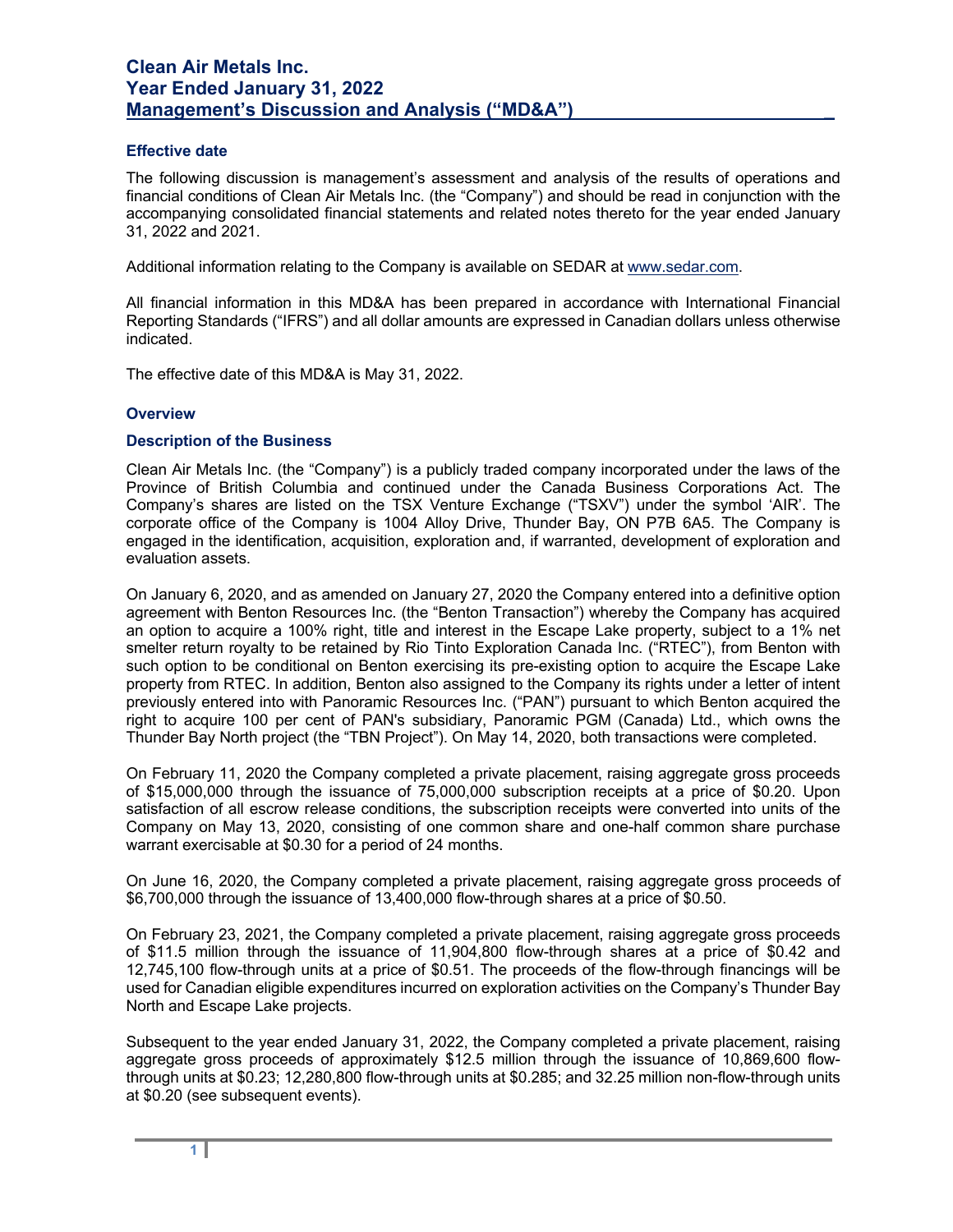# Clean Air Metals Inc.
# Year Ended January 31, 2022
# Management's Discussion and Analysis ("MD&A")

### Effective date

The following discussion is management's assessment and analysis of the results of operations and financial conditions of Clean Air Metals Inc. (the "Company") and should be read in conjunction with the accompanying consolidated financial statements and related notes thereto for the year ended January 31, 2022 and 2021.

Additional information relating to the Company is available on SEDAR at www.sedar.com.

All financial information in this MD&A has been prepared in accordance with International Financial Reporting Standards ("IFRS") and all dollar amounts are expressed in Canadian dollars unless otherwise indicated.

The effective date of this MD&A is May 31, 2022.

### Overview

### Description of the Business

Clean Air Metals Inc. (the "Company") is a publicly traded company incorporated under the laws of the Province of British Columbia and continued under the Canada Business Corporations Act. The Company's shares are listed on the TSX Venture Exchange ("TSXV") under the symbol 'AIR'. The corporate office of the Company is 1004 Alloy Drive, Thunder Bay, ON P7B 6A5. The Company is engaged in the identification, acquisition, exploration and, if warranted, development of exploration and evaluation assets.

On January 6, 2020, and as amended on January 27, 2020 the Company entered into a definitive option agreement with Benton Resources Inc. (the "Benton Transaction") whereby the Company has acquired an option to acquire a 100% right, title and interest in the Escape Lake property, subject to a 1% net smelter return royalty to be retained by Rio Tinto Exploration Canada Inc. ("RTEC"), from Benton with such option to be conditional on Benton exercising its pre-existing option to acquire the Escape Lake property from RTEC. In addition, Benton also assigned to the Company its rights under a letter of intent previously entered into with Panoramic Resources Inc. ("PAN") pursuant to which Benton acquired the right to acquire 100 per cent of PAN's subsidiary, Panoramic PGM (Canada) Ltd., which owns the Thunder Bay North project (the "TBN Project"). On May 14, 2020, both transactions were completed.

On February 11, 2020 the Company completed a private placement, raising aggregate gross proceeds of $15,000,000 through the issuance of 75,000,000 subscription receipts at a price of $0.20. Upon satisfaction of all escrow release conditions, the subscription receipts were converted into units of the Company on May 13, 2020, consisting of one common share and one-half common share purchase warrant exercisable at $0.30 for a period of 24 months.

On June 16, 2020, the Company completed a private placement, raising aggregate gross proceeds of $6,700,000 through the issuance of 13,400,000 flow-through shares at a price of $0.50.

On February 23, 2021, the Company completed a private placement, raising aggregate gross proceeds of $11.5 million through the issuance of 11,904,800 flow-through shares at a price of $0.42 and 12,745,100 flow-through units at a price of $0.51. The proceeds of the flow-through financings will be used for Canadian eligible expenditures incurred on exploration activities on the Company's Thunder Bay North and Escape Lake projects.

Subsequent to the year ended January 31, 2022, the Company completed a private placement, raising aggregate gross proceeds of approximately $12.5 million through the issuance of 10,869,600 flow-through units at $0.23; 12,280,800 flow-through units at $0.285; and 32.25 million non-flow-through units at $0.20 (see subsequent events).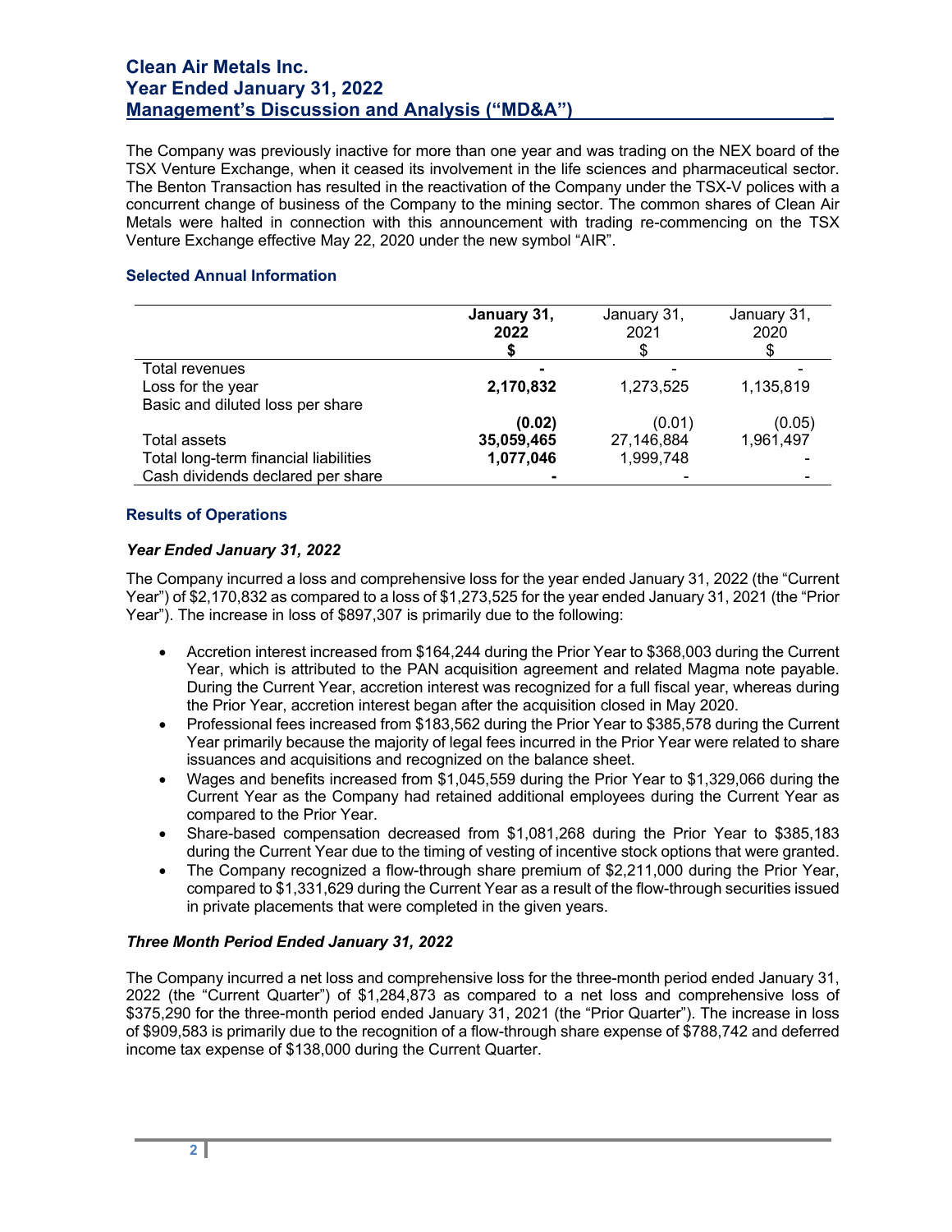The Company was previously inactive for more than one year and was trading on the NEX board of the TSX Venture Exchange, when it ceased its involvement in the life sciences and pharmaceutical sector. The Benton Transaction has resulted in the reactivation of the Company under the TSX-V polices with a concurrent change of business of the Company to the mining sector. The common shares of Clean Air Metals were halted in connection with this announcement with trading re-commencing on the TSX Venture Exchange effective May 22, 2020 under the new symbol "AIR".

### Selected Annual Information

| | **January 31, 2022 $** | January 31, 2021 $ | January 31, 2020 $ |
|---|---|---|---|
| Total revenues | **-** | - | - |
| Loss for the year | **2,170,832** | 1,273,525 | 1,135,819 |
| Basic and diluted loss per share | **(0.02)** | (0.01) | (0.05) |
| Total assets | **35,059,465** | 27,146,884 | 1,961,497 |
| Total long-term financial liabilities | **1,077,046** | 1,999,748 | - |
| Cash dividends declared per share | **-** | - | - |

### Results of Operations

#### *Year Ended January 31, 2022*

The Company incurred a loss and comprehensive loss for the year ended January 31, 2022 (the "Current Year") of $2,170,832 as compared to a loss of $1,273,525 for the year ended January 31, 2021 (the "Prior Year"). The increase in loss of $897,307 is primarily due to the following:

- Accretion interest increased from $164,244 during the Prior Year to $368,003 during the Current Year, which is attributed to the PAN acquisition agreement and related Magma note payable. During the Current Year, accretion interest was recognized for a full fiscal year, whereas during the Prior Year, accretion interest began after the acquisition closed in May 2020.
- Professional fees increased from $183,562 during the Prior Year to $385,578 during the Current Year primarily because the majority of legal fees incurred in the Prior Year were related to share issuances and acquisitions and recognized on the balance sheet.
- Wages and benefits increased from $1,045,559 during the Prior Year to $1,329,066 during the Current Year as the Company had retained additional employees during the Current Year as compared to the Prior Year.
- Share-based compensation decreased from $1,081,268 during the Prior Year to $385,183 during the Current Year due to the timing of vesting of incentive stock options that were granted.
- The Company recognized a flow-through share premium of $2,211,000 during the Prior Year, compared to $1,331,629 during the Current Year as a result of the flow-through securities issued in private placements that were completed in the given years.

#### *Three Month Period Ended January 31, 2022*

The Company incurred a net loss and comprehensive loss for the three-month period ended January 31, 2022 (the "Current Quarter") of $1,284,873 as compared to a net loss and comprehensive loss of $375,290 for the three-month period ended January 31, 2021 (the "Prior Quarter"). The increase in loss of $909,583 is primarily due to the recognition of a flow-through share expense of $788,742 and deferred income tax expense of $138,000 during the Current Quarter.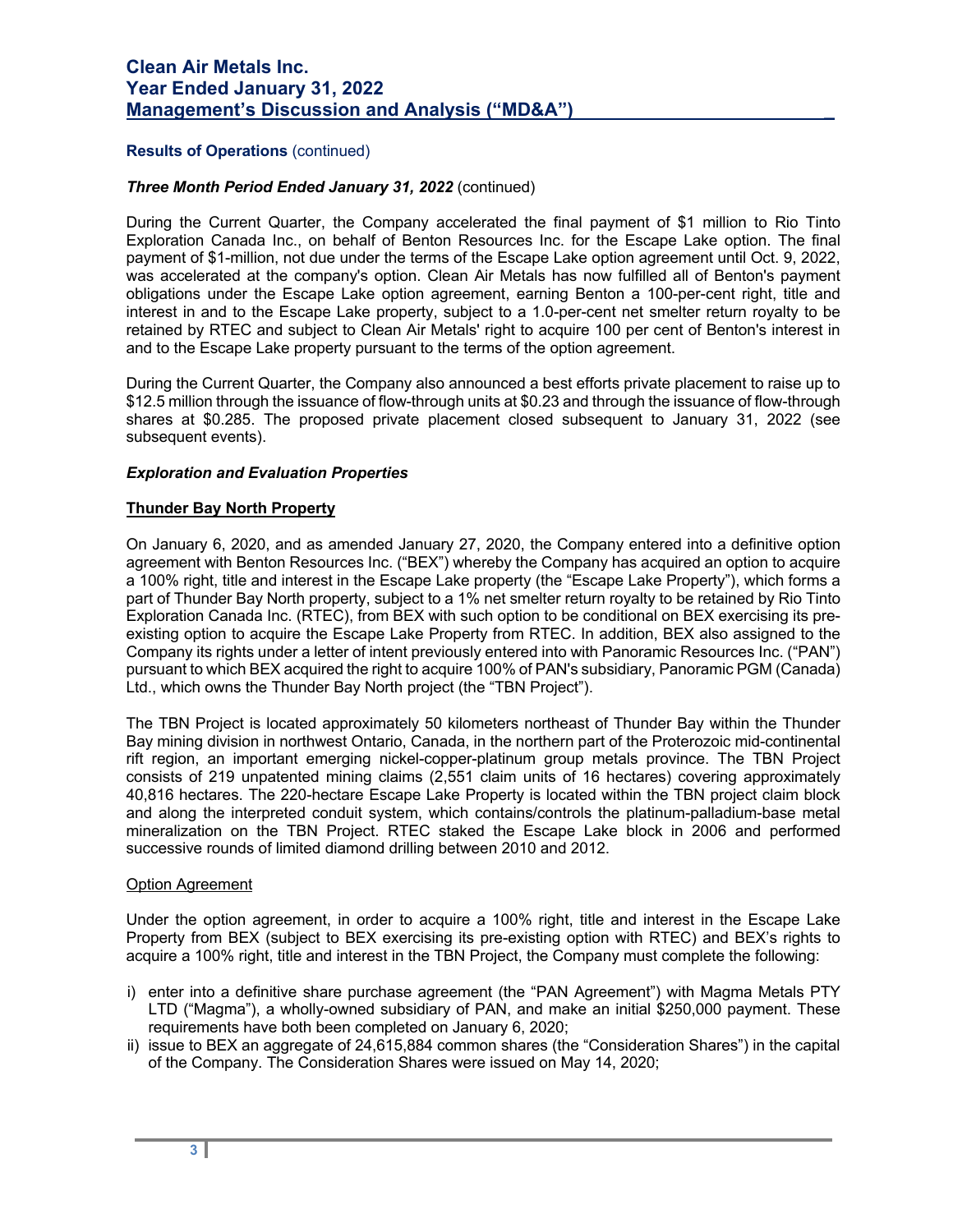**Results of Operations** (continued)

***Three Month Period Ended January 31, 2022*** (continued)

During the Current Quarter, the Company accelerated the final payment of $1 million to Rio Tinto Exploration Canada Inc., on behalf of Benton Resources Inc. for the Escape Lake option. The final payment of $1-million, not due under the terms of the Escape Lake option agreement until Oct. 9, 2022, was accelerated at the company's option. Clean Air Metals has now fulfilled all of Benton's payment obligations under the Escape Lake option agreement, earning Benton a 100-per-cent right, title and interest in and to the Escape Lake property, subject to a 1.0-per-cent net smelter return royalty to be retained by RTEC and subject to Clean Air Metals' right to acquire 100 per cent of Benton's interest in and to the Escape Lake property pursuant to the terms of the option agreement.

During the Current Quarter, the Company also announced a best efforts private placement to raise up to $12.5 million through the issuance of flow-through units at $0.23 and through the issuance of flow-through shares at $0.285. The proposed private placement closed subsequent to January 31, 2022 (see subsequent events).

***Exploration and Evaluation Properties***

**Thunder Bay North Property**

On January 6, 2020, and as amended January 27, 2020, the Company entered into a definitive option agreement with Benton Resources Inc. ("BEX") whereby the Company has acquired an option to acquire a 100% right, title and interest in the Escape Lake property (the "Escape Lake Property"), which forms a part of Thunder Bay North property, subject to a 1% net smelter return royalty to be retained by Rio Tinto Exploration Canada Inc. (RTEC), from BEX with such option to be conditional on BEX exercising its pre-existing option to acquire the Escape Lake Property from RTEC. In addition, BEX also assigned to the Company its rights under a letter of intent previously entered into with Panoramic Resources Inc. ("PAN") pursuant to which BEX acquired the right to acquire 100% of PAN's subsidiary, Panoramic PGM (Canada) Ltd., which owns the Thunder Bay North project (the "TBN Project").

The TBN Project is located approximately 50 kilometers northeast of Thunder Bay within the Thunder Bay mining division in northwest Ontario, Canada, in the northern part of the Proterozoic mid-continental rift region, an important emerging nickel-copper-platinum group metals province. The TBN Project consists of 219 unpatented mining claims (2,551 claim units of 16 hectares) covering approximately 40,816 hectares. The 220-hectare Escape Lake Property is located within the TBN project claim block and along the interpreted conduit system, which contains/controls the platinum-palladium-base metal mineralization on the TBN Project. RTEC staked the Escape Lake block in 2006 and performed successive rounds of limited diamond drilling between 2010 and 2012.

Option Agreement

Under the option agreement, in order to acquire a 100% right, title and interest in the Escape Lake Property from BEX (subject to BEX exercising its pre-existing option with RTEC) and BEX's rights to acquire a 100% right, title and interest in the TBN Project, the Company must complete the following:

i) enter into a definitive share purchase agreement (the "PAN Agreement") with Magma Metals PTY LTD ("Magma"), a wholly-owned subsidiary of PAN, and make an initial $250,000 payment. These requirements have both been completed on January 6, 2020;
ii) issue to BEX an aggregate of 24,615,884 common shares (the "Consideration Shares") in the capital of the Company. The Consideration Shares were issued on May 14, 2020;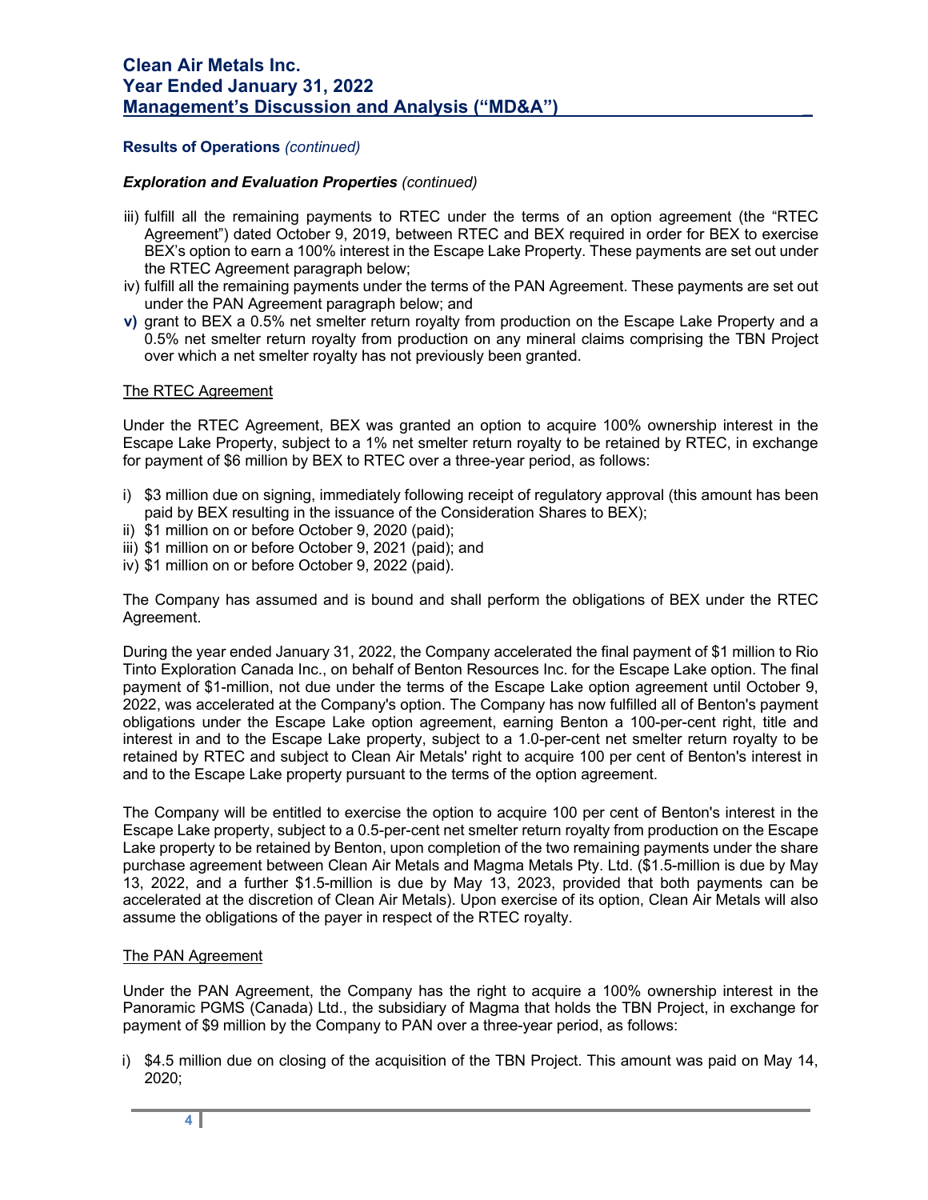**Results of Operations** *(continued)*

***Exploration and Evaluation Properties*** *(continued)*

iii) fulfill all the remaining payments to RTEC under the terms of an option agreement (the "RTEC Agreement") dated October 9, 2019, between RTEC and BEX required in order for BEX to exercise BEX's option to earn a 100% interest in the Escape Lake Property. These payments are set out under the RTEC Agreement paragraph below;
iv) fulfill all the remaining payments under the terms of the PAN Agreement. These payments are set out under the PAN Agreement paragraph below; and
**v)** grant to BEX a 0.5% net smelter return royalty from production on the Escape Lake Property and a 0.5% net smelter return royalty from production on any mineral claims comprising the TBN Project over which a net smelter royalty has not previously been granted.

The RTEC Agreement

Under the RTEC Agreement, BEX was granted an option to acquire 100% ownership interest in the Escape Lake Property, subject to a 1% net smelter return royalty to be retained by RTEC, in exchange for payment of $6 million by BEX to RTEC over a three-year period, as follows:

i) $3 million due on signing, immediately following receipt of regulatory approval (this amount has been paid by BEX resulting in the issuance of the Consideration Shares to BEX);
ii) $1 million on or before October 9, 2020 (paid);
iii) $1 million on or before October 9, 2021 (paid); and
iv) $1 million on or before October 9, 2022 (paid).

The Company has assumed and is bound and shall perform the obligations of BEX under the RTEC Agreement.

During the year ended January 31, 2022, the Company accelerated the final payment of $1 million to Rio Tinto Exploration Canada Inc., on behalf of Benton Resources Inc. for the Escape Lake option. The final payment of $1-million, not due under the terms of the Escape Lake option agreement until October 9, 2022, was accelerated at the Company's option. The Company has now fulfilled all of Benton's payment obligations under the Escape Lake option agreement, earning Benton a 100-per-cent right, title and interest in and to the Escape Lake property, subject to a 1.0-per-cent net smelter return royalty to be retained by RTEC and subject to Clean Air Metals' right to acquire 100 per cent of Benton's interest in and to the Escape Lake property pursuant to the terms of the option agreement.

The Company will be entitled to exercise the option to acquire 100 per cent of Benton's interest in the Escape Lake property, subject to a 0.5-per-cent net smelter return royalty from production on the Escape Lake property to be retained by Benton, upon completion of the two remaining payments under the share purchase agreement between Clean Air Metals and Magma Metals Pty. Ltd. ($1.5-million is due by May 13, 2022, and a further $1.5-million is due by May 13, 2023, provided that both payments can be accelerated at the discretion of Clean Air Metals). Upon exercise of its option, Clean Air Metals will also assume the obligations of the payer in respect of the RTEC royalty.

The PAN Agreement

Under the PAN Agreement, the Company has the right to acquire a 100% ownership interest in the Panoramic PGMS (Canada) Ltd., the subsidiary of Magma that holds the TBN Project, in exchange for payment of $9 million by the Company to PAN over a three-year period, as follows:

i) $4.5 million due on closing of the acquisition of the TBN Project. This amount was paid on May 14, 2020;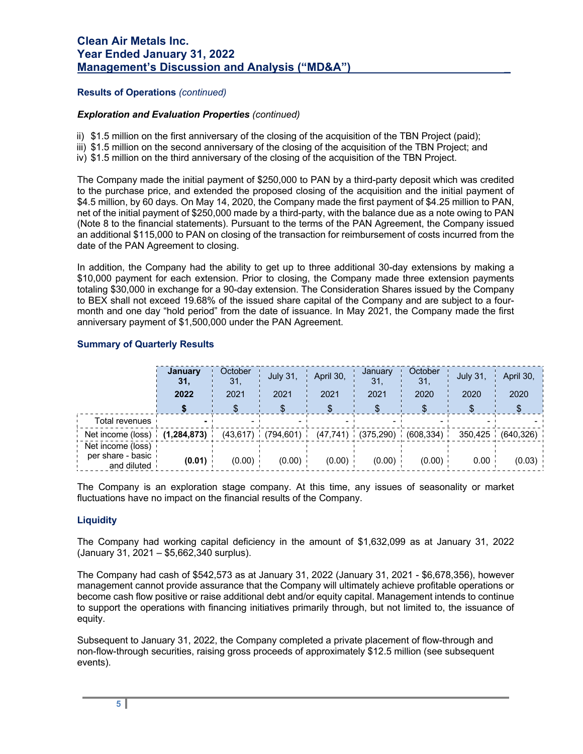## Results of Operations *(continued)*

### *Exploration and Evaluation Properties (continued)*

ii) $1.5 million on the first anniversary of the closing of the acquisition of the TBN Project (paid);
iii) $1.5 million on the second anniversary of the closing of the acquisition of the TBN Project; and
iv) $1.5 million on the third anniversary of the closing of the acquisition of the TBN Project.

The Company made the initial payment of $250,000 to PAN by a third-party deposit which was credited to the purchase price, and extended the proposed closing of the acquisition and the initial payment of $4.5 million, by 60 days. On May 14, 2020, the Company made the first payment of $4.25 million to PAN, net of the initial payment of $250,000 made by a third-party, with the balance due as a note owing to PAN (Note 8 to the financial statements). Pursuant to the terms of the PAN Agreement, the Company issued an additional $115,000 to PAN on closing of the transaction for reimbursement of costs incurred from the date of the PAN Agreement to closing.

In addition, the Company had the ability to get up to three additional 30-day extensions by making a $10,000 payment for each extension. Prior to closing, the Company made three extension payments totaling $30,000 in exchange for a 90-day extension. The Consideration Shares issued by the Company to BEX shall not exceed 19.68% of the issued share capital of the Company and are subject to a four-month and one day "hold period" from the date of issuance. In May 2021, the Company made the first anniversary payment of $1,500,000 under the PAN Agreement.

## Summary of Quarterly Results

| | **January 31, 2022** | October 31, 2021 | July 31, 2021 | April 30, 2021 | January 31, 2021 | October 31, 2020 | July 31, 2020 | April 30, 2020 |
|---|---|---|---|---|---|---|---|---|
| | **$** | $ | $ | $ | $ | $ | $ | $ |
| Total revenues | **-** | - | - | - | - | - | - | - |
| Net income (loss) | **(1,284,873)** | (43,617) | (794,601) | (47,741) | (375,290) | (608,334) | 350,425 | (640,326) |
| Net income (loss) per share - basic and diluted | **(0.01)** | (0.00) | (0.00) | (0.00) | (0.00) | (0.00) | 0.00 | (0.03) |

The Company is an exploration stage company. At this time, any issues of seasonality or market fluctuations have no impact on the financial results of the Company.

## Liquidity

The Company had working capital deficiency in the amount of $1,632,099 as at January 31, 2022 (January 31, 2021 – $5,662,340 surplus).

The Company had cash of $542,573 as at January 31, 2022 (January 31, 2021 - $6,678,356), however management cannot provide assurance that the Company will ultimately achieve profitable operations or become cash flow positive or raise additional debt and/or equity capital. Management intends to continue to support the operations with financing initiatives primarily through, but not limited to, the issuance of equity.

Subsequent to January 31, 2022, the Company completed a private placement of flow-through and non-flow-through securities, raising gross proceeds of approximately $12.5 million (see subsequent events).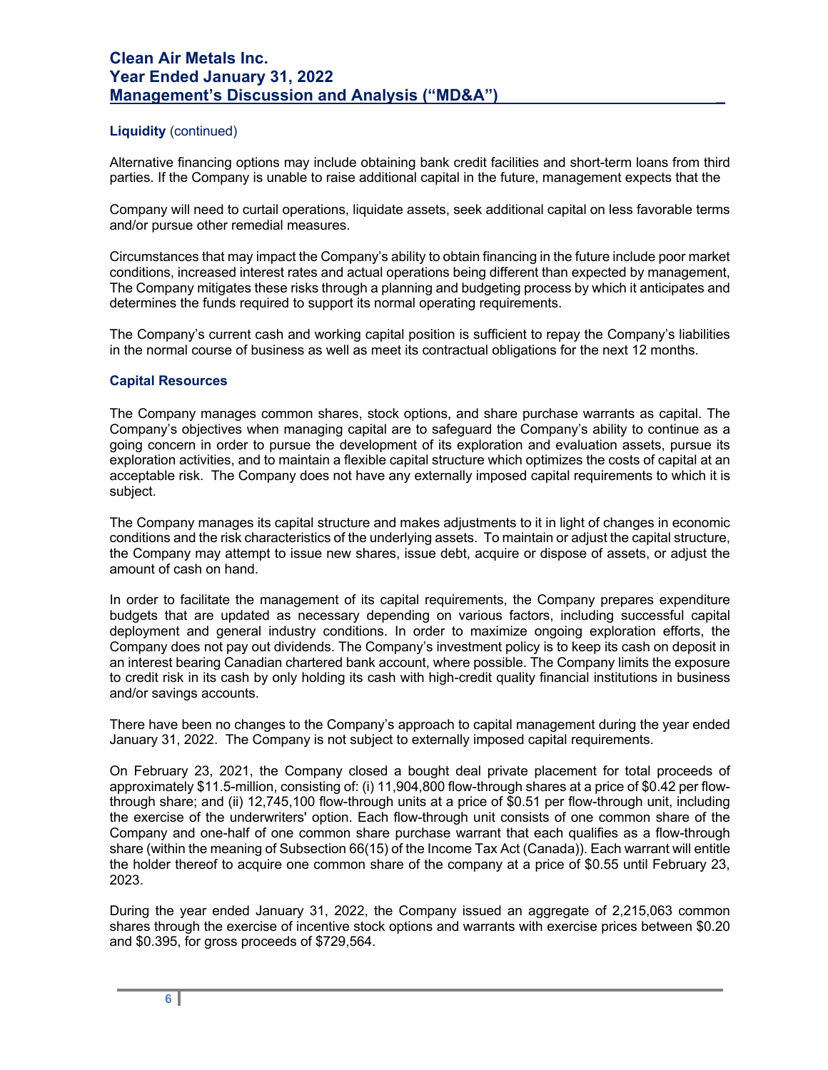### Liquidity (continued)

Alternative financing options may include obtaining bank credit facilities and short-term loans from third parties. If the Company is unable to raise additional capital in the future, management expects that the

Company will need to curtail operations, liquidate assets, seek additional capital on less favorable terms and/or pursue other remedial measures.

Circumstances that may impact the Company's ability to obtain financing in the future include poor market conditions, increased interest rates and actual operations being different than expected by management, The Company mitigates these risks through a planning and budgeting process by which it anticipates and determines the funds required to support its normal operating requirements.

The Company's current cash and working capital position is sufficient to repay the Company's liabilities in the normal course of business as well as meet its contractual obligations for the next 12 months.

### Capital Resources

The Company manages common shares, stock options, and share purchase warrants as capital. The Company's objectives when managing capital are to safeguard the Company's ability to continue as a going concern in order to pursue the development of its exploration and evaluation assets, pursue its exploration activities, and to maintain a flexible capital structure which optimizes the costs of capital at an acceptable risk. The Company does not have any externally imposed capital requirements to which it is subject.

The Company manages its capital structure and makes adjustments to it in light of changes in economic conditions and the risk characteristics of the underlying assets. To maintain or adjust the capital structure, the Company may attempt to issue new shares, issue debt, acquire or dispose of assets, or adjust the amount of cash on hand.

In order to facilitate the management of its capital requirements, the Company prepares expenditure budgets that are updated as necessary depending on various factors, including successful capital deployment and general industry conditions. In order to maximize ongoing exploration efforts, the Company does not pay out dividends. The Company's investment policy is to keep its cash on deposit in an interest bearing Canadian chartered bank account, where possible. The Company limits the exposure to credit risk in its cash by only holding its cash with high-credit quality financial institutions in business and/or savings accounts.

There have been no changes to the Company's approach to capital management during the year ended January 31, 2022. The Company is not subject to externally imposed capital requirements.

On February 23, 2021, the Company closed a bought deal private placement for total proceeds of approximately $11.5-million, consisting of: (i) 11,904,800 flow-through shares at a price of $0.42 per flow-through share; and (ii) 12,745,100 flow-through units at a price of $0.51 per flow-through unit, including the exercise of the underwriters' option. Each flow-through unit consists of one common share of the Company and one-half of one common share purchase warrant that each qualifies as a flow-through share (within the meaning of Subsection 66(15) of the Income Tax Act (Canada)). Each warrant will entitle the holder thereof to acquire one common share of the company at a price of $0.55 until February 23, 2023.

During the year ended January 31, 2022, the Company issued an aggregate of 2,215,063 common shares through the exercise of incentive stock options and warrants with exercise prices between $0.20 and $0.395, for gross proceeds of $729,564.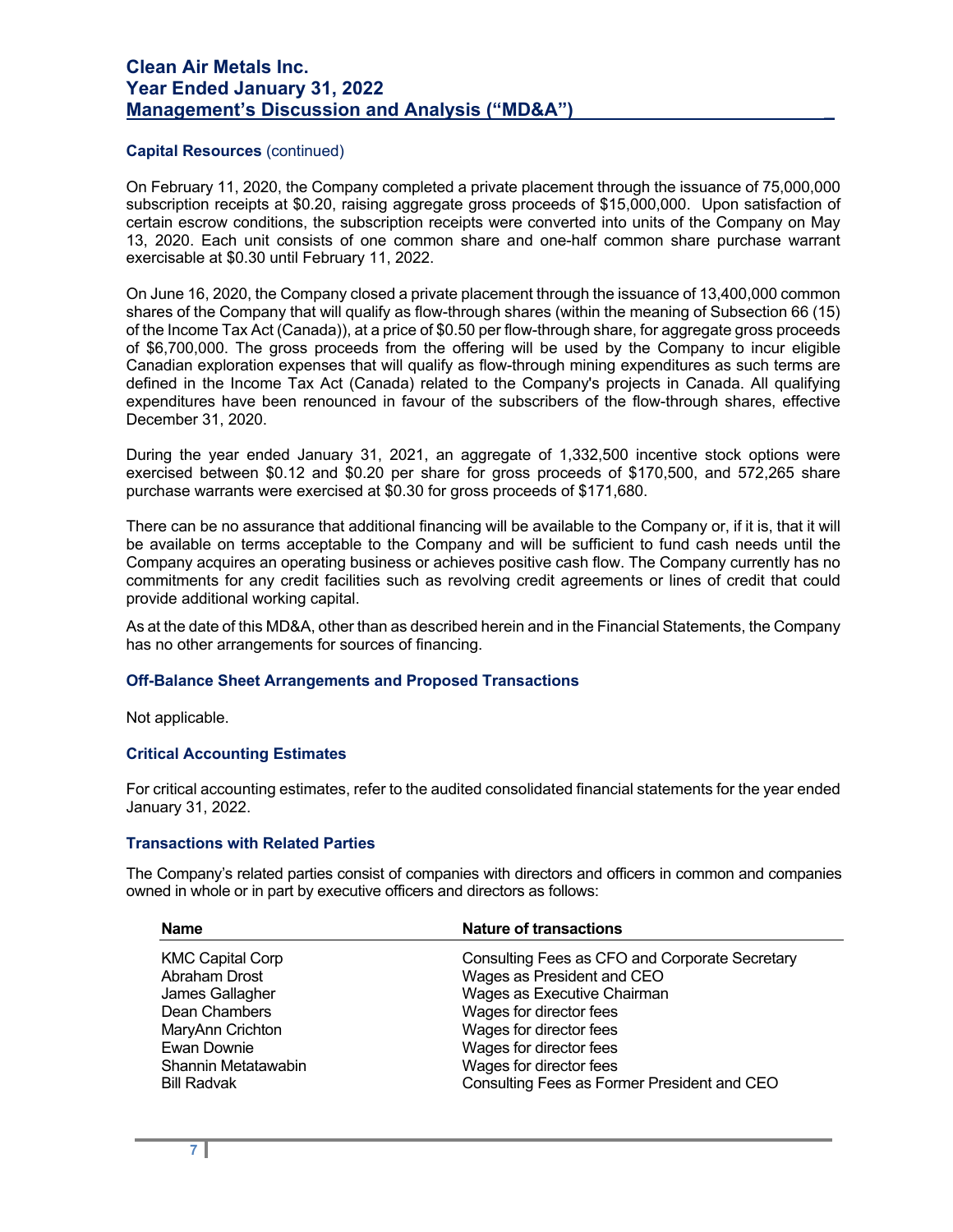### Capital Resources (continued)

On February 11, 2020, the Company completed a private placement through the issuance of 75,000,000 subscription receipts at $0.20, raising aggregate gross proceeds of $15,000,000. Upon satisfaction of certain escrow conditions, the subscription receipts were converted into units of the Company on May 13, 2020. Each unit consists of one common share and one-half common share purchase warrant exercisable at $0.30 until February 11, 2022.

On June 16, 2020, the Company closed a private placement through the issuance of 13,400,000 common shares of the Company that will qualify as flow-through shares (within the meaning of Subsection 66 (15) of the Income Tax Act (Canada)), at a price of $0.50 per flow-through share, for aggregate gross proceeds of $6,700,000. The gross proceeds from the offering will be used by the Company to incur eligible Canadian exploration expenses that will qualify as flow-through mining expenditures as such terms are defined in the Income Tax Act (Canada) related to the Company's projects in Canada. All qualifying expenditures have been renounced in favour of the subscribers of the flow-through shares, effective December 31, 2020.

During the year ended January 31, 2021, an aggregate of 1,332,500 incentive stock options were exercised between $0.12 and $0.20 per share for gross proceeds of $170,500, and 572,265 share purchase warrants were exercised at $0.30 for gross proceeds of $171,680.

There can be no assurance that additional financing will be available to the Company or, if it is, that it will be available on terms acceptable to the Company and will be sufficient to fund cash needs until the Company acquires an operating business or achieves positive cash flow. The Company currently has no commitments for any credit facilities such as revolving credit agreements or lines of credit that could provide additional working capital.

As at the date of this MD&A, other than as described herein and in the Financial Statements, the Company has no other arrangements for sources of financing.

### Off-Balance Sheet Arrangements and Proposed Transactions

Not applicable.

### Critical Accounting Estimates

For critical accounting estimates, refer to the audited consolidated financial statements for the year ended January 31, 2022.

### Transactions with Related Parties

The Company's related parties consist of companies with directors and officers in common and companies owned in whole or in part by executive officers and directors as follows:

| Name | Nature of transactions |
|---|---|
| KMC Capital Corp | Consulting Fees as CFO and Corporate Secretary |
| Abraham Drost | Wages as President and CEO |
| James Gallagher | Wages as Executive Chairman |
| Dean Chambers | Wages for director fees |
| MaryAnn Crichton | Wages for director fees |
| Ewan Downie | Wages for director fees |
| Shannin Metatawabin | Wages for director fees |
| Bill Radvak | Consulting Fees as Former President and CEO |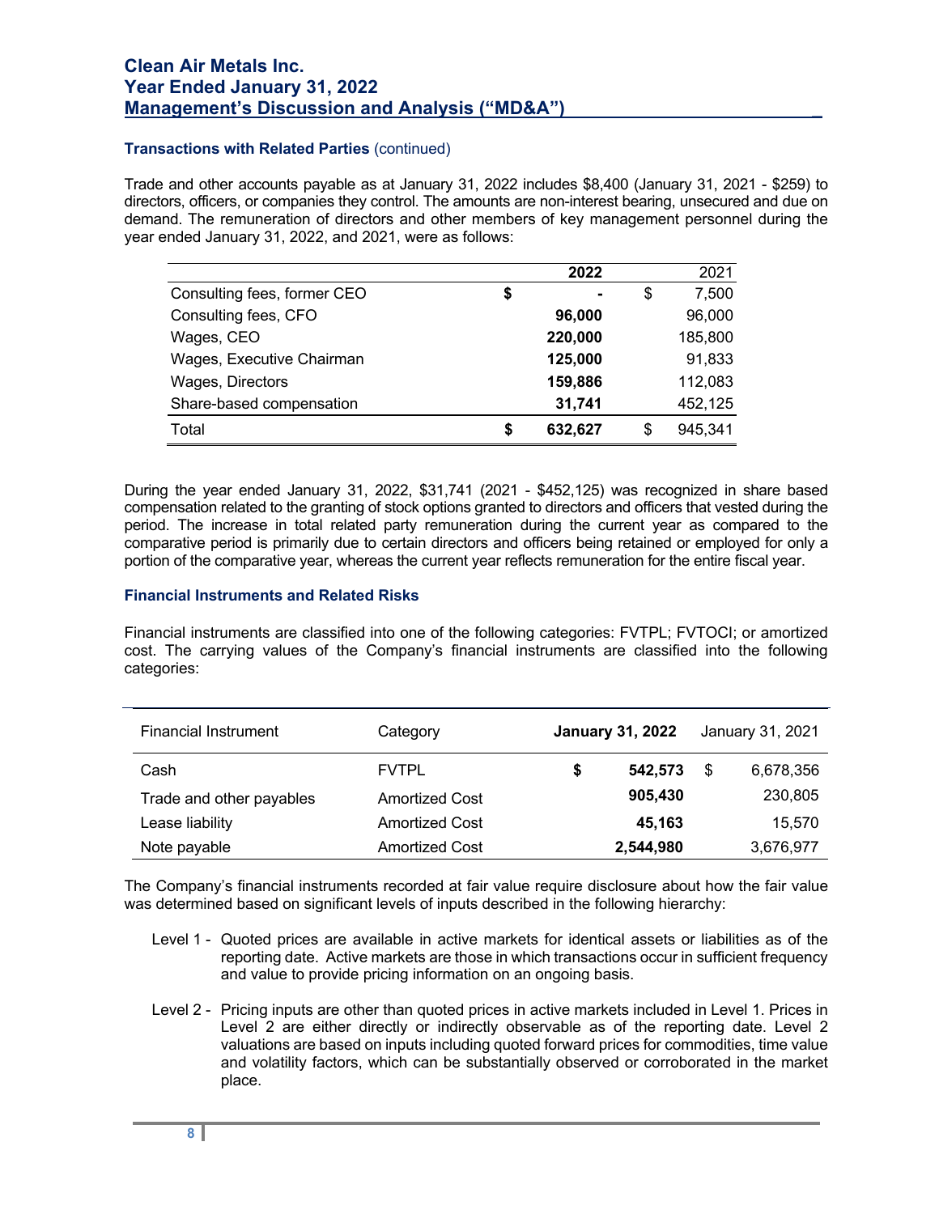### Transactions with Related Parties (continued)

Trade and other accounts payable as at January 31, 2022 includes $8,400 (January 31, 2021 - $259) to directors, officers, or companies they control. The amounts are non-interest bearing, unsecured and due on demand. The remuneration of directors and other members of key management personnel during the year ended January 31, 2022, and 2021, were as follows:

| | 2022 | 2021 |
|---|---|---|
| Consulting fees, former CEO | $ - | $ 7,500 |
| Consulting fees, CFO | 96,000 | 96,000 |
| Wages, CEO | 220,000 | 185,800 |
| Wages, Executive Chairman | 125,000 | 91,833 |
| Wages, Directors | 159,886 | 112,083 |
| Share-based compensation | 31,741 | 452,125 |
| Total | $ 632,627 | $ 945,341 |

During the year ended January 31, 2022, $31,741 (2021 - $452,125) was recognized in share based compensation related to the granting of stock options granted to directors and officers that vested during the period. The increase in total related party remuneration during the current year as compared to the comparative period is primarily due to certain directors and officers being retained or employed for only a portion of the comparative year, whereas the current year reflects remuneration for the entire fiscal year.

### Financial Instruments and Related Risks

Financial instruments are classified into one of the following categories: FVTPL; FVTOCI; or amortized cost. The carrying values of the Company's financial instruments are classified into the following categories:

| Financial Instrument | Category | January 31, 2022 | January 31, 2021 |
|---|---|---|---|
| Cash | FVTPL | $ 542,573 | $ 6,678,356 |
| Trade and other payables | Amortized Cost | 905,430 | 230,805 |
| Lease liability | Amortized Cost | 45,163 | 15,570 |
| Note payable | Amortized Cost | 2,544,980 | 3,676,977 |

The Company's financial instruments recorded at fair value require disclosure about how the fair value was determined based on significant levels of inputs described in the following hierarchy:

- Level 1 - Quoted prices are available in active markets for identical assets or liabilities as of the reporting date. Active markets are those in which transactions occur in sufficient frequency and value to provide pricing information on an ongoing basis.
- Level 2 - Pricing inputs are other than quoted prices in active markets included in Level 1. Prices in Level 2 are either directly or indirectly observable as of the reporting date. Level 2 valuations are based on inputs including quoted forward prices for commodities, time value and volatility factors, which can be substantially observed or corroborated in the market place.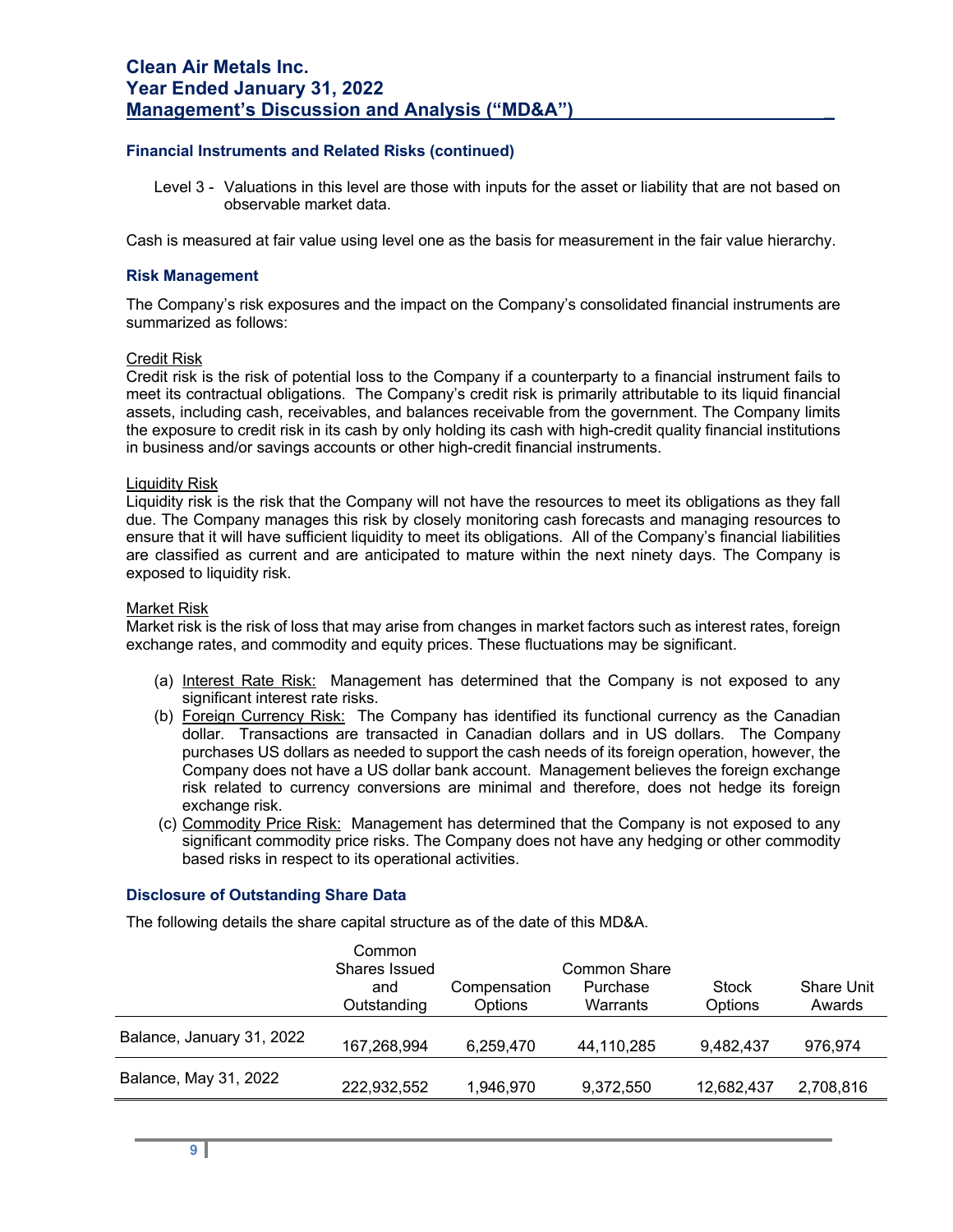### Financial Instruments and Related Risks (continued)

Level 3 - Valuations in this level are those with inputs for the asset or liability that are not based on observable market data.

Cash is measured at fair value using level one as the basis for measurement in the fair value hierarchy.

### Risk Management

The Company's risk exposures and the impact on the Company's consolidated financial instruments are summarized as follows:

Credit Risk
Credit risk is the risk of potential loss to the Company if a counterparty to a financial instrument fails to meet its contractual obligations. The Company's credit risk is primarily attributable to its liquid financial assets, including cash, receivables, and balances receivable from the government. The Company limits the exposure to credit risk in its cash by only holding its cash with high-credit quality financial institutions in business and/or savings accounts or other high-credit financial instruments.

Liquidity Risk
Liquidity risk is the risk that the Company will not have the resources to meet its obligations as they fall due. The Company manages this risk by closely monitoring cash forecasts and managing resources to ensure that it will have sufficient liquidity to meet its obligations. All of the Company's financial liabilities are classified as current and are anticipated to mature within the next ninety days. The Company is exposed to liquidity risk.

Market Risk
Market risk is the risk of loss that may arise from changes in market factors such as interest rates, foreign exchange rates, and commodity and equity prices. These fluctuations may be significant.

(a) Interest Rate Risk: Management has determined that the Company is not exposed to any significant interest rate risks.
(b) Foreign Currency Risk: The Company has identified its functional currency as the Canadian dollar. Transactions are transacted in Canadian dollars and in US dollars. The Company purchases US dollars as needed to support the cash needs of its foreign operation, however, the Company does not have a US dollar bank account. Management believes the foreign exchange risk related to currency conversions are minimal and therefore, does not hedge its foreign exchange risk.
(c) Commodity Price Risk: Management has determined that the Company is not exposed to any significant commodity price risks. The Company does not have any hedging or other commodity based risks in respect to its operational activities.

### Disclosure of Outstanding Share Data

The following details the share capital structure as of the date of this MD&A.

| | Common Shares Issued and Outstanding | Compensation Options | Common Share Purchase Warrants | Stock Options | Share Unit Awards |
|---|---|---|---|---|---|
| Balance, January 31, 2022 | 167,268,994 | 6,259,470 | 44,110,285 | 9,482,437 | 976,974 |
| Balance, May 31, 2022 | 222,932,552 | 1,946,970 | 9,372,550 | 12,682,437 | 2,708,816 |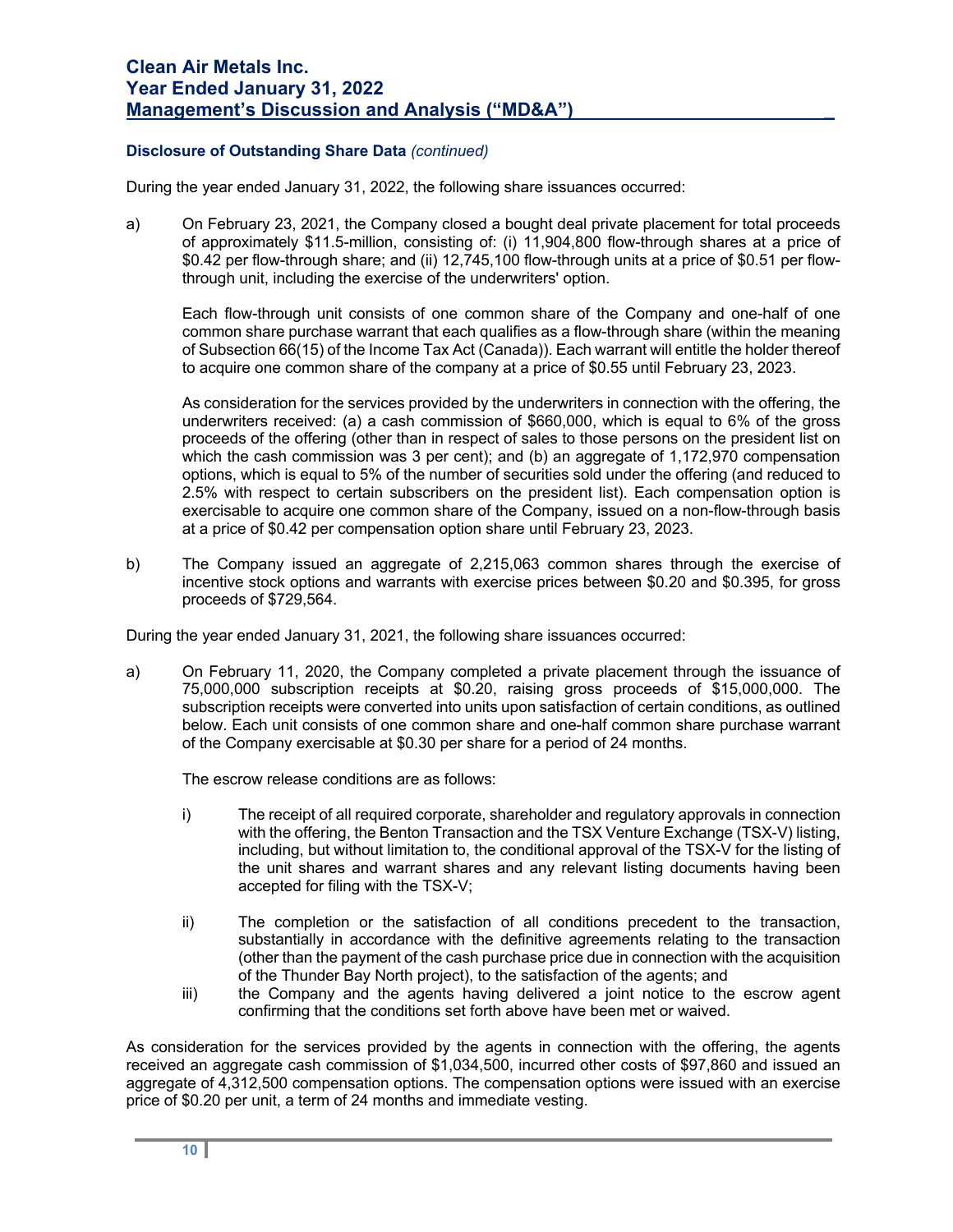### Disclosure of Outstanding Share Data *(continued)*

During the year ended January 31, 2022, the following share issuances occurred:

a) On February 23, 2021, the Company closed a bought deal private placement for total proceeds of approximately $11.5-million, consisting of: (i) 11,904,800 flow-through shares at a price of $0.42 per flow-through share; and (ii) 12,745,100 flow-through units at a price of $0.51 per flow-through unit, including the exercise of the underwriters' option.

   Each flow-through unit consists of one common share of the Company and one-half of one common share purchase warrant that each qualifies as a flow-through share (within the meaning of Subsection 66(15) of the Income Tax Act (Canada)). Each warrant will entitle the holder thereof to acquire one common share of the company at a price of $0.55 until February 23, 2023.

   As consideration for the services provided by the underwriters in connection with the offering, the underwriters received: (a) a cash commission of $660,000, which is equal to 6% of the gross proceeds of the offering (other than in respect of sales to those persons on the president list on which the cash commission was 3 per cent); and (b) an aggregate of 1,172,970 compensation options, which is equal to 5% of the number of securities sold under the offering (and reduced to 2.5% with respect to certain subscribers on the president list). Each compensation option is exercisable to acquire one common share of the Company, issued on a non-flow-through basis at a price of $0.42 per compensation option share until February 23, 2023.

b) The Company issued an aggregate of 2,215,063 common shares through the exercise of incentive stock options and warrants with exercise prices between $0.20 and $0.395, for gross proceeds of $729,564.

During the year ended January 31, 2021, the following share issuances occurred:

a) On February 11, 2020, the Company completed a private placement through the issuance of 75,000,000 subscription receipts at $0.20, raising gross proceeds of $15,000,000. The subscription receipts were converted into units upon satisfaction of certain conditions, as outlined below. Each unit consists of one common share and one-half common share purchase warrant of the Company exercisable at $0.30 per share for a period of 24 months.

   The escrow release conditions are as follows:

   i) The receipt of all required corporate, shareholder and regulatory approvals in connection with the offering, the Benton Transaction and the TSX Venture Exchange (TSX-V) listing, including, but without limitation to, the conditional approval of the TSX-V for the listing of the unit shares and warrant shares and any relevant listing documents having been accepted for filing with the TSX-V;

   ii) The completion or the satisfaction of all conditions precedent to the transaction, substantially in accordance with the definitive agreements relating to the transaction (other than the payment of the cash purchase price due in connection with the acquisition of the Thunder Bay North project), to the satisfaction of the agents; and

   iii) the Company and the agents having delivered a joint notice to the escrow agent confirming that the conditions set forth above have been met or waived.

As consideration for the services provided by the agents in connection with the offering, the agents received an aggregate cash commission of $1,034,500, incurred other costs of $97,860 and issued an aggregate of 4,312,500 compensation options. The compensation options were issued with an exercise price of $0.20 per unit, a term of 24 months and immediate vesting.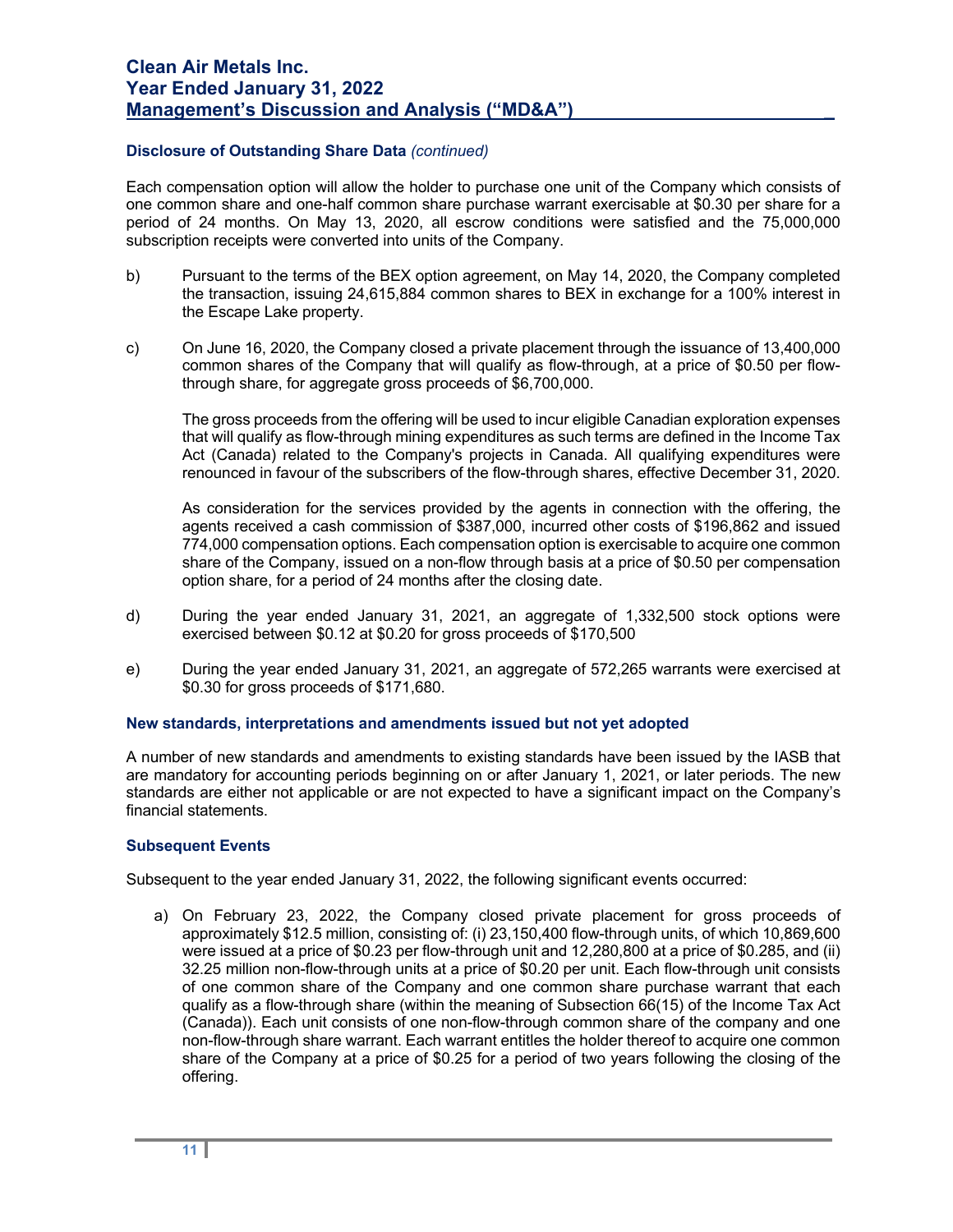### Disclosure of Outstanding Share Data *(continued)*

Each compensation option will allow the holder to purchase one unit of the Company which consists of one common share and one-half common share purchase warrant exercisable at $0.30 per share for a period of 24 months. On May 13, 2020, all escrow conditions were satisfied and the 75,000,000 subscription receipts were converted into units of the Company.

b) Pursuant to the terms of the BEX option agreement, on May 14, 2020, the Company completed the transaction, issuing 24,615,884 common shares to BEX in exchange for a 100% interest in the Escape Lake property.

c) On June 16, 2020, the Company closed a private placement through the issuance of 13,400,000 common shares of the Company that will qualify as flow-through, at a price of $0.50 per flow-through share, for aggregate gross proceeds of $6,700,000.

   The gross proceeds from the offering will be used to incur eligible Canadian exploration expenses that will qualify as flow-through mining expenditures as such terms are defined in the Income Tax Act (Canada) related to the Company's projects in Canada. All qualifying expenditures were renounced in favour of the subscribers of the flow-through shares, effective December 31, 2020.

   As consideration for the services provided by the agents in connection with the offering, the agents received a cash commission of $387,000, incurred other costs of $196,862 and issued 774,000 compensation options. Each compensation option is exercisable to acquire one common share of the Company, issued on a non-flow through basis at a price of $0.50 per compensation option share, for a period of 24 months after the closing date.

d) During the year ended January 31, 2021, an aggregate of 1,332,500 stock options were exercised between $0.12 at $0.20 for gross proceeds of $170,500

e) During the year ended January 31, 2021, an aggregate of 572,265 warrants were exercised at $0.30 for gross proceeds of $171,680.

### New standards, interpretations and amendments issued but not yet adopted

A number of new standards and amendments to existing standards have been issued by the IASB that are mandatory for accounting periods beginning on or after January 1, 2021, or later periods. The new standards are either not applicable or are not expected to have a significant impact on the Company's financial statements.

### Subsequent Events

Subsequent to the year ended January 31, 2022, the following significant events occurred:

a) On February 23, 2022, the Company closed private placement for gross proceeds of approximately $12.5 million, consisting of: (i) 23,150,400 flow-through units, of which 10,869,600 were issued at a price of $0.23 per flow-through unit and 12,280,800 at a price of $0.285, and (ii) 32.25 million non-flow-through units at a price of $0.20 per unit. Each flow-through unit consists of one common share of the Company and one common share purchase warrant that each qualify as a flow-through share (within the meaning of Subsection 66(15) of the Income Tax Act (Canada)). Each unit consists of one non-flow-through common share of the company and one non-flow-through share warrant. Each warrant entitles the holder thereof to acquire one common share of the Company at a price of $0.25 for a period of two years following the closing of the offering.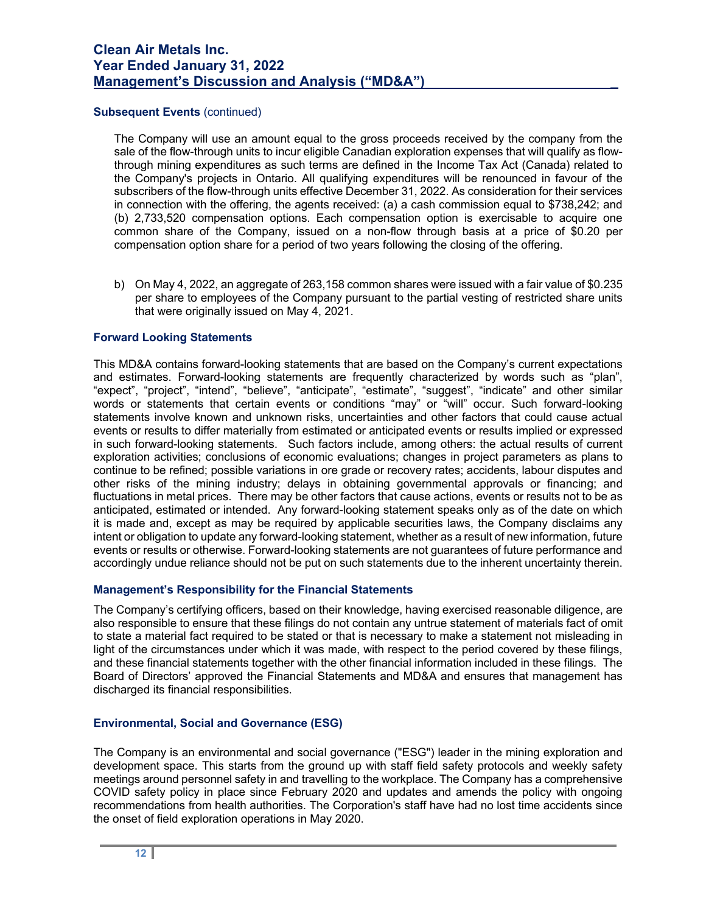### Subsequent Events (continued)

The Company will use an amount equal to the gross proceeds received by the company from the sale of the flow-through units to incur eligible Canadian exploration expenses that will qualify as flow-through mining expenditures as such terms are defined in the Income Tax Act (Canada) related to the Company's projects in Ontario. All qualifying expenditures will be renounced in favour of the subscribers of the flow-through units effective December 31, 2022. As consideration for their services in connection with the offering, the agents received: (a) a cash commission equal to $738,242; and (b) 2,733,520 compensation options. Each compensation option is exercisable to acquire one common share of the Company, issued on a non-flow through basis at a price of $0.20 per compensation option share for a period of two years following the closing of the offering.

b) On May 4, 2022, an aggregate of 263,158 common shares were issued with a fair value of $0.235 per share to employees of the Company pursuant to the partial vesting of restricted share units that were originally issued on May 4, 2021.

### Forward Looking Statements

This MD&A contains forward-looking statements that are based on the Company's current expectations and estimates. Forward-looking statements are frequently characterized by words such as "plan", "expect", "project", "intend", "believe", "anticipate", "estimate", "suggest", "indicate" and other similar words or statements that certain events or conditions "may" or "will" occur. Such forward-looking statements involve known and unknown risks, uncertainties and other factors that could cause actual events or results to differ materially from estimated or anticipated events or results implied or expressed in such forward-looking statements. Such factors include, among others: the actual results of current exploration activities; conclusions of economic evaluations; changes in project parameters as plans to continue to be refined; possible variations in ore grade or recovery rates; accidents, labour disputes and other risks of the mining industry; delays in obtaining governmental approvals or financing; and fluctuations in metal prices. There may be other factors that cause actions, events or results not to be as anticipated, estimated or intended. Any forward-looking statement speaks only as of the date on which it is made and, except as may be required by applicable securities laws, the Company disclaims any intent or obligation to update any forward-looking statement, whether as a result of new information, future events or results or otherwise. Forward-looking statements are not guarantees of future performance and accordingly undue reliance should not be put on such statements due to the inherent uncertainty therein.

### Management's Responsibility for the Financial Statements

The Company's certifying officers, based on their knowledge, having exercised reasonable diligence, are also responsible to ensure that these filings do not contain any untrue statement of materials fact of omit to state a material fact required to be stated or that is necessary to make a statement not misleading in light of the circumstances under which it was made, with respect to the period covered by these filings, and these financial statements together with the other financial information included in these filings. The Board of Directors' approved the Financial Statements and MD&A and ensures that management has discharged its financial responsibilities.

### Environmental, Social and Governance (ESG)

The Company is an environmental and social governance ("ESG") leader in the mining exploration and development space. This starts from the ground up with staff field safety protocols and weekly safety meetings around personnel safety in and travelling to the workplace. The Company has a comprehensive COVID safety policy in place since February 2020 and updates and amends the policy with ongoing recommendations from health authorities. The Corporation's staff have had no lost time accidents since the onset of field exploration operations in May 2020.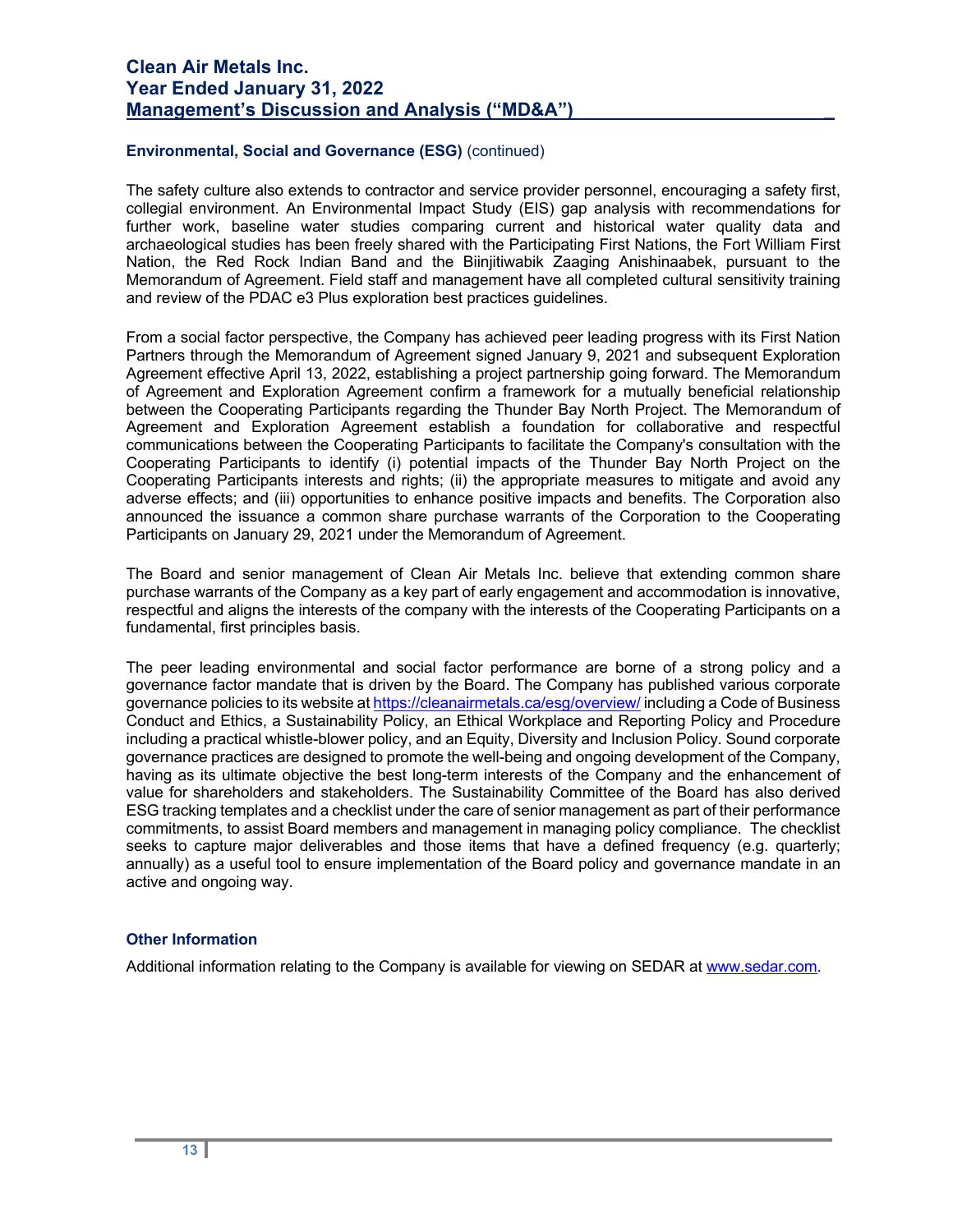### Environmental, Social and Governance (ESG) (continued)

The safety culture also extends to contractor and service provider personnel, encouraging a safety first, collegial environment. An Environmental Impact Study (EIS) gap analysis with recommendations for further work, baseline water studies comparing current and historical water quality data and archaeological studies has been freely shared with the Participating First Nations, the Fort William First Nation, the Red Rock Indian Band and the Biinjitiwabik Zaaging Anishinaabek, pursuant to the Memorandum of Agreement. Field staff and management have all completed cultural sensitivity training and review of the PDAC e3 Plus exploration best practices guidelines.

From a social factor perspective, the Company has achieved peer leading progress with its First Nation Partners through the Memorandum of Agreement signed January 9, 2021 and subsequent Exploration Agreement effective April 13, 2022, establishing a project partnership going forward. The Memorandum of Agreement and Exploration Agreement confirm a framework for a mutually beneficial relationship between the Cooperating Participants regarding the Thunder Bay North Project. The Memorandum of Agreement and Exploration Agreement establish a foundation for collaborative and respectful communications between the Cooperating Participants to facilitate the Company's consultation with the Cooperating Participants to identify (i) potential impacts of the Thunder Bay North Project on the Cooperating Participants interests and rights; (ii) the appropriate measures to mitigate and avoid any adverse effects; and (iii) opportunities to enhance positive impacts and benefits. The Corporation also announced the issuance a common share purchase warrants of the Corporation to the Cooperating Participants on January 29, 2021 under the Memorandum of Agreement.

The Board and senior management of Clean Air Metals Inc. believe that extending common share purchase warrants of the Company as a key part of early engagement and accommodation is innovative, respectful and aligns the interests of the company with the interests of the Cooperating Participants on a fundamental, first principles basis.

The peer leading environmental and social factor performance are borne of a strong policy and a governance factor mandate that is driven by the Board. The Company has published various corporate governance policies to its website at https://cleanairmetals.ca/esg/overview/ including a Code of Business Conduct and Ethics, a Sustainability Policy, an Ethical Workplace and Reporting Policy and Procedure including a practical whistle-blower policy, and an Equity, Diversity and Inclusion Policy. Sound corporate governance practices are designed to promote the well-being and ongoing development of the Company, having as its ultimate objective the best long-term interests of the Company and the enhancement of value for shareholders and stakeholders. The Sustainability Committee of the Board has also derived ESG tracking templates and a checklist under the care of senior management as part of their performance commitments, to assist Board members and management in managing policy compliance. The checklist seeks to capture major deliverables and those items that have a defined frequency (e.g. quarterly; annually) as a useful tool to ensure implementation of the Board policy and governance mandate in an active and ongoing way.

### Other Information

Additional information relating to the Company is available for viewing on SEDAR at www.sedar.com.